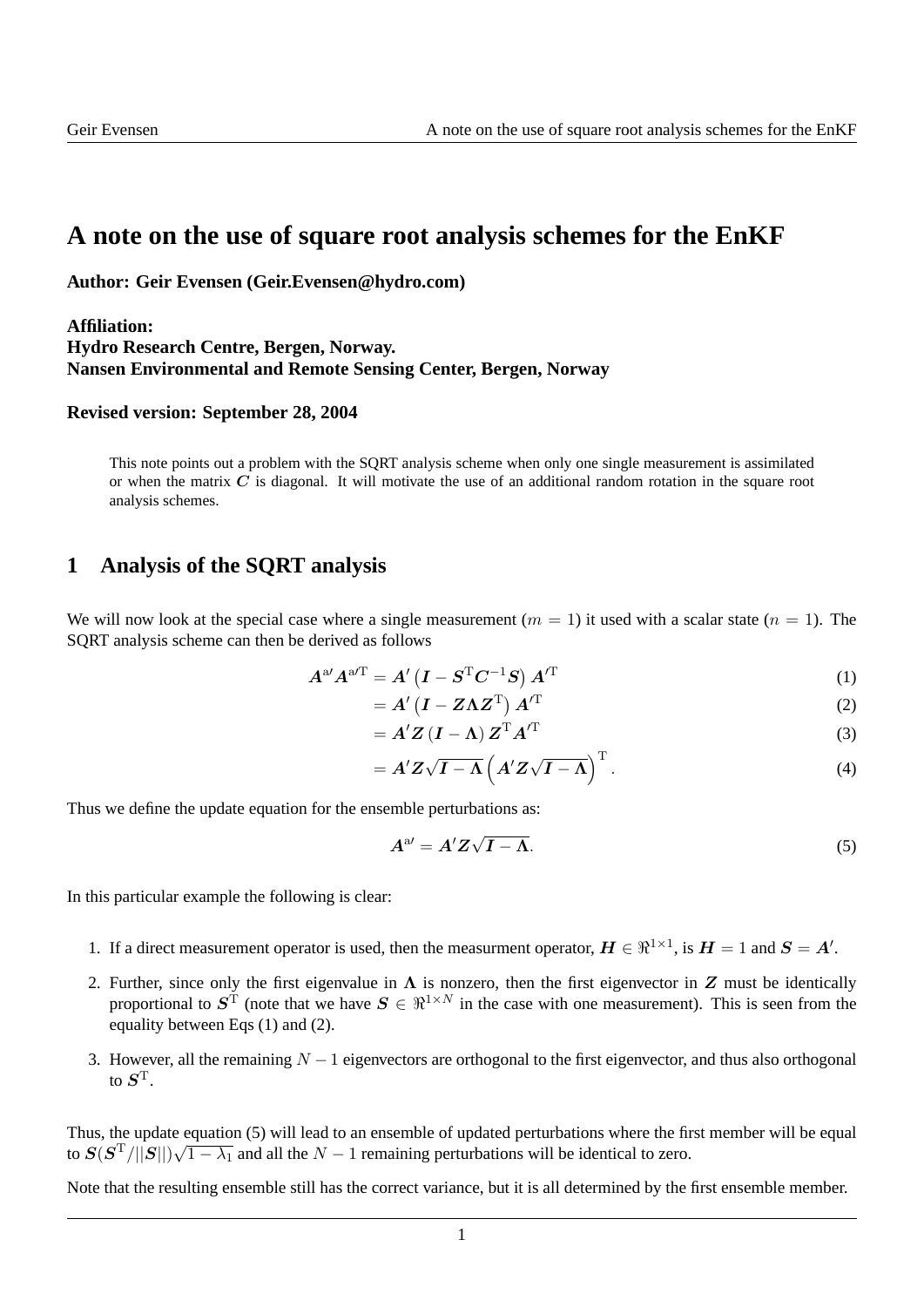# A note on the use of square root analysis schemes for the EnKF

**Author: Geir Evensen (Geir.Evensen@hydro.com)**

**Affiliation:**
**Hydro Research Centre, Bergen, Norway.**
**Nansen Environmental and Remote Sensing Center, Bergen, Norway**

**Revised version: September 28, 2004**

This note points out a problem with the SQRT analysis scheme when only one single measurement is assimilated or when the matrix $\boldsymbol{C}$ is diagonal. It will motivate the use of an additional random rotation in the square root analysis schemes.

## 1 Analysis of the SQRT analysis

We will now look at the special case where a single measurement ($m = 1$) it used with a scalar state ($n = 1$). The SQRT analysis scheme can then be derived as follows

$$
\begin{aligned}
\boldsymbol{A}^{\mathrm{a}\prime}\boldsymbol{A}^{\mathrm{a}\prime\mathrm{T}} &= \boldsymbol{A}'\left(\boldsymbol{I} - \boldsymbol{S}^{\mathrm{T}}\boldsymbol{C}^{-1}\boldsymbol{S}\right)\boldsymbol{A}'^{\mathrm{T}} && (1)\\
&= \boldsymbol{A}'\left(\boldsymbol{I} - \boldsymbol{Z}\boldsymbol{\Lambda}\boldsymbol{Z}^{\mathrm{T}}\right)\boldsymbol{A}'^{\mathrm{T}} && (2)\\
&= \boldsymbol{A}'\boldsymbol{Z}\left(\boldsymbol{I} - \boldsymbol{\Lambda}\right)\boldsymbol{Z}^{\mathrm{T}}\boldsymbol{A}'^{\mathrm{T}} && (3)\\
&= \boldsymbol{A}'\boldsymbol{Z}\sqrt{\boldsymbol{I} - \boldsymbol{\Lambda}}\left(\boldsymbol{A}'\boldsymbol{Z}\sqrt{\boldsymbol{I} - \boldsymbol{\Lambda}}\right)^{\mathrm{T}}. && (4)
\end{aligned}
$$

Thus we define the update equation for the ensemble perturbations as:

$$
\boldsymbol{A}^{\mathrm{a}\prime} = \boldsymbol{A}'\boldsymbol{Z}\sqrt{\boldsymbol{I} - \boldsymbol{\Lambda}}. \tag{5}
$$

In this particular example the following is clear:

1. If a direct measurement operator is used, then the measurment operator, $\boldsymbol{H} \in \Re^{1\times 1}$, is $\boldsymbol{H} = 1$ and $\boldsymbol{S} = \boldsymbol{A}'$.
2. Further, since only the first eigenvalue in $\boldsymbol{\Lambda}$ is nonzero, then the first eigenvector in $\boldsymbol{Z}$ must be identically proportional to $\boldsymbol{S}^{\mathrm{T}}$ (note that we have $\boldsymbol{S} \in \Re^{1\times N}$ in the case with one measurement). This is seen from the equality between Eqs (1) and (2).
3. However, all the remaining $N-1$ eigenvectors are orthogonal to the first eigenvector, and thus also orthogonal to $\boldsymbol{S}^{\mathrm{T}}$.

Thus, the update equation (5) will lead to an ensemble of updated perturbations where the first member will be equal to $\boldsymbol{S}(\boldsymbol{S}^{\mathrm{T}}/||\boldsymbol{S}||)\sqrt{1-\lambda_1}$ and all the $N-1$ remaining perturbations will be identical to zero.

Note that the resulting ensemble still has the correct variance, but it is all determined by the first ensemble member.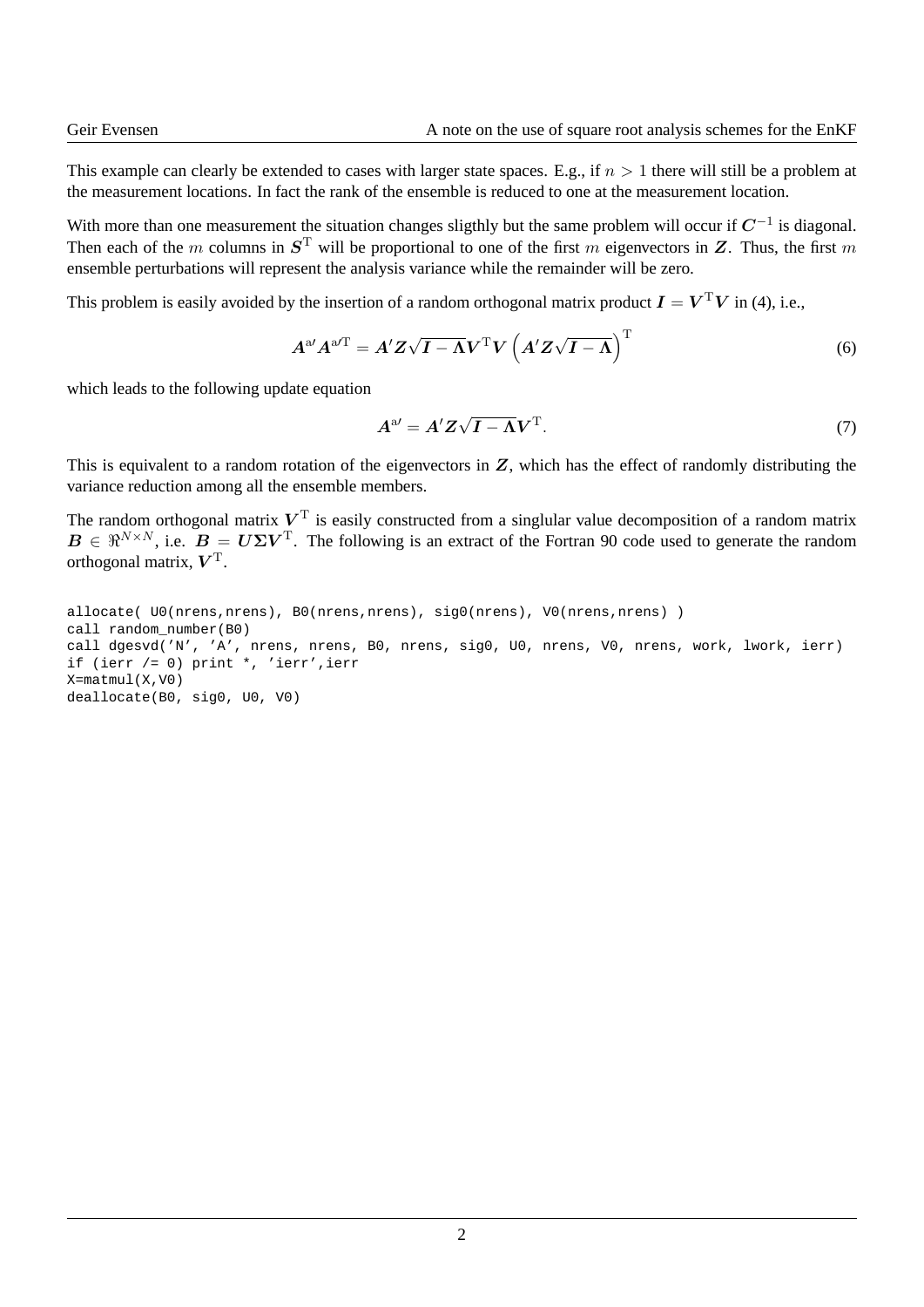This example can clearly be extended to cases with larger state spaces. E.g., if $n > 1$ there will still be a problem at the measurement locations. In fact the rank of the ensemble is reduced to one at the measurement location.

With more than one measurement the situation changes sligthly but the same problem will occur if $\boldsymbol{C}^{-1}$ is diagonal. Then each of the $m$ columns in $\boldsymbol{S}^{\mathrm{T}}$ will be proportional to one of the first $m$ eigenvectors in $\boldsymbol{Z}$. Thus, the first $m$ ensemble perturbations will represent the analysis variance while the remainder will be zero.

This problem is easily avoided by the insertion of a random orthogonal matrix product $\boldsymbol{I} = \boldsymbol{V}^{\mathrm{T}}\boldsymbol{V}$ in (4), i.e.,

$$\boldsymbol{A}^{\mathrm{a}\prime}\boldsymbol{A}^{\mathrm{a}\prime\mathrm{T}} = \boldsymbol{A}'\boldsymbol{Z}\sqrt{\boldsymbol{I}-\boldsymbol{\Lambda}}\boldsymbol{V}^{\mathrm{T}}\boldsymbol{V}\left(\boldsymbol{A}'\boldsymbol{Z}\sqrt{\boldsymbol{I}-\boldsymbol{\Lambda}}\right)^{\mathrm{T}} \tag{6}$$

which leads to the following update equation

$$\boldsymbol{A}^{\mathrm{a}\prime} = \boldsymbol{A}'\boldsymbol{Z}\sqrt{\boldsymbol{I}-\boldsymbol{\Lambda}}\boldsymbol{V}^{\mathrm{T}}. \tag{7}$$

This is equivalent to a random rotation of the eigenvectors in $\boldsymbol{Z}$, which has the effect of randomly distributing the variance reduction among all the ensemble members.

The random orthogonal matrix $\boldsymbol{V}^{\mathrm{T}}$ is easily constructed from a singlular value decomposition of a random matrix $\boldsymbol{B} \in \Re^{N\times N}$, i.e. $\boldsymbol{B} = \boldsymbol{U}\boldsymbol{\Sigma}\boldsymbol{V}^{\mathrm{T}}$. The following is an extract of the Fortran 90 code used to generate the random orthogonal matrix, $\boldsymbol{V}^{\mathrm{T}}$.

```
allocate( U0(nrens,nrens), B0(nrens,nrens), sig0(nrens), V0(nrens,nrens) )
call random_number(B0)
call dgesvd('N', 'A', nrens, nrens, B0, nrens, sig0, U0, nrens, V0, nrens, work, lwork, ierr)
if (ierr /= 0) print *, 'ierr',ierr
X=matmul(X,V0)
deallocate(B0, sig0, U0, V0)
```